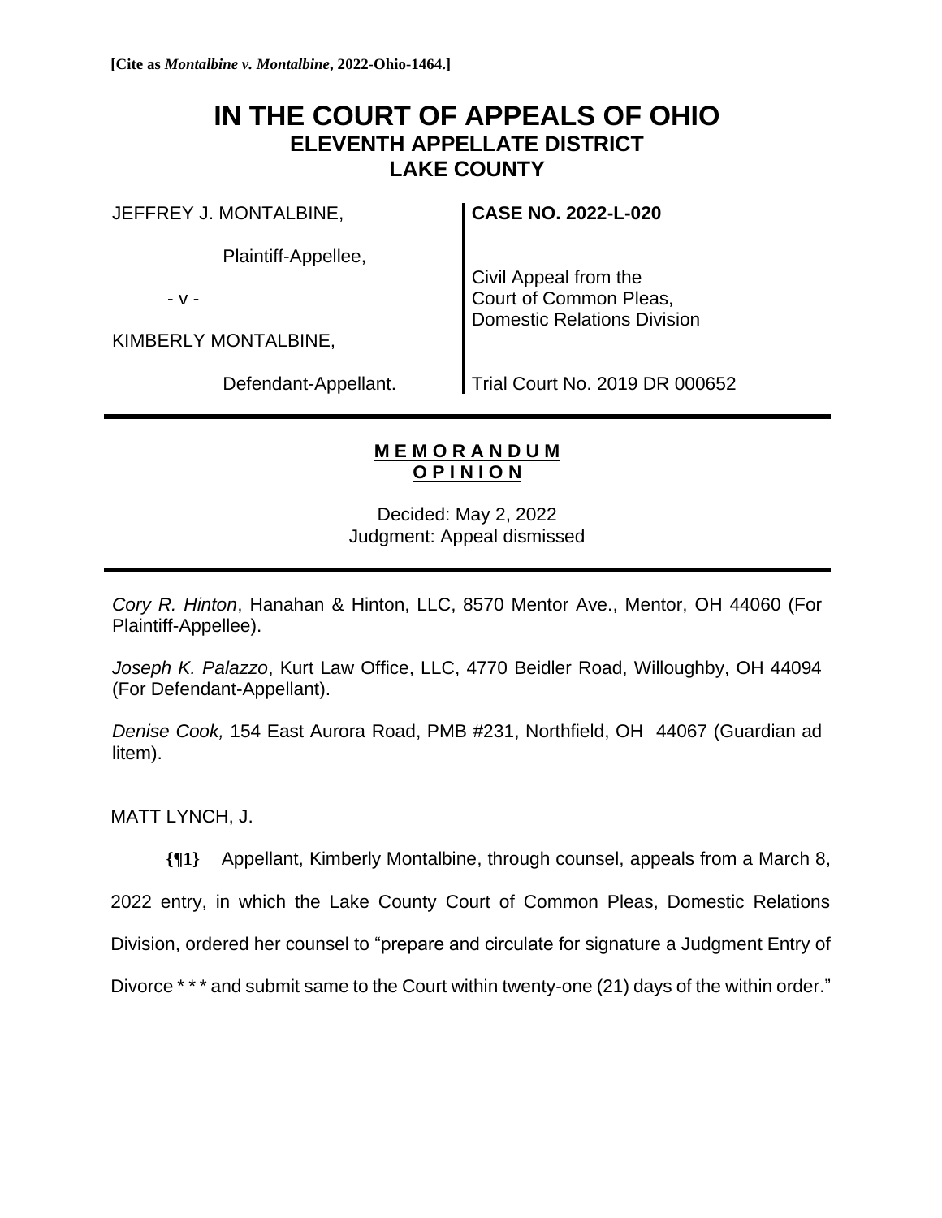**[Cite as *Montalbine v. Montalbine*, 2022-Ohio-1464.]**

# IN THE COURT OF APPEALS OF OHIO
## ELEVENTH APPELLATE DISTRICT
## LAKE COUNTY

| | |
|---|---|
| JEFFREY J. MONTALBINE, | **CASE NO. 2022-L-020** |
| Plaintiff-Appellee, | |
| - v - | Civil Appeal from the Court of Common Pleas, Domestic Relations Division |
| KIMBERLY MONTALBINE, | |
| Defendant-Appellant. | Trial Court No. 2019 DR 000652 |

**MEMORANDUM OPINION**

Decided: May 2, 2022
Judgment: Appeal dismissed

*Cory R. Hinton*, Hanahan & Hinton, LLC, 8570 Mentor Ave., Mentor, OH 44060 (For Plaintiff-Appellee).

*Joseph K. Palazzo*, Kurt Law Office, LLC, 4770 Beidler Road, Willoughby, OH 44094 (For Defendant-Appellant).

*Denise Cook,* 154 East Aurora Road, PMB #231, Northfield, OH 44067 (Guardian ad litem).

MATT LYNCH, J.

**{¶1}** Appellant, Kimberly Montalbine, through counsel, appeals from a March 8, 2022 entry, in which the Lake County Court of Common Pleas, Domestic Relations Division, ordered her counsel to "prepare and circulate for signature a Judgment Entry of Divorce * * * and submit same to the Court within twenty-one (21) days of the within order."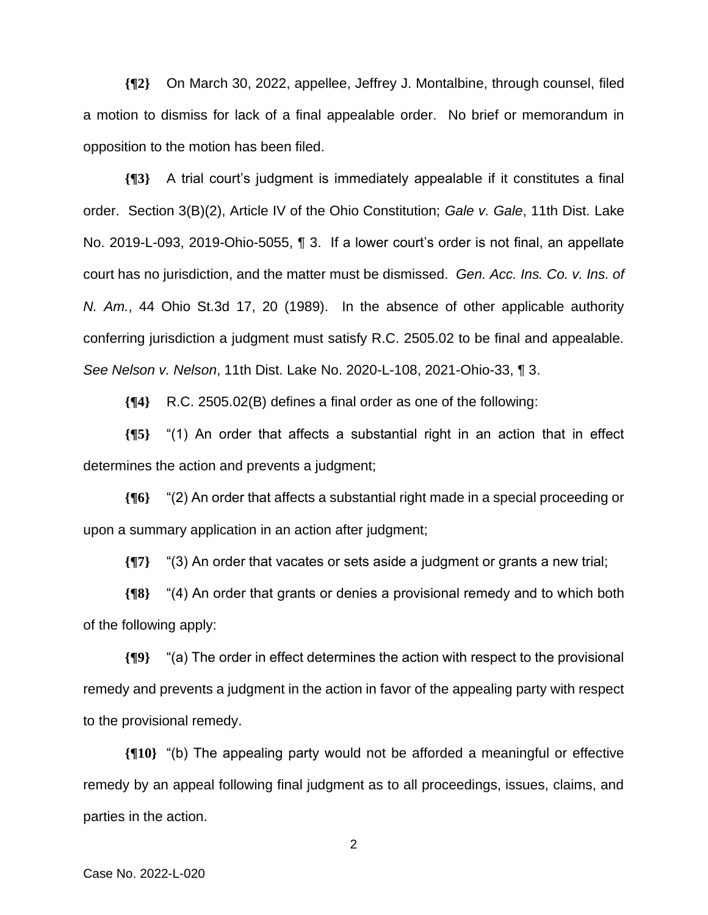**{¶2}** On March 30, 2022, appellee, Jeffrey J. Montalbine, through counsel, filed a motion to dismiss for lack of a final appealable order. No brief or memorandum in opposition to the motion has been filed.

**{¶3}** A trial court's judgment is immediately appealable if it constitutes a final order. Section 3(B)(2), Article IV of the Ohio Constitution; *Gale v. Gale*, 11th Dist. Lake No. 2019-L-093, 2019-Ohio-5055, ¶ 3. If a lower court's order is not final, an appellate court has no jurisdiction, and the matter must be dismissed. *Gen. Acc. Ins. Co. v. Ins. of N. Am.*, 44 Ohio St.3d 17, 20 (1989). In the absence of other applicable authority conferring jurisdiction a judgment must satisfy R.C. 2505.02 to be final and appealable. *See Nelson v. Nelson*, 11th Dist. Lake No. 2020-L-108, 2021-Ohio-33, ¶ 3.

**{¶4}** R.C. 2505.02(B) defines a final order as one of the following:

**{¶5}** "(1) An order that affects a substantial right in an action that in effect determines the action and prevents a judgment;

**{¶6}** "(2) An order that affects a substantial right made in a special proceeding or upon a summary application in an action after judgment;

**{¶7}** "(3) An order that vacates or sets aside a judgment or grants a new trial;

**{¶8}** "(4) An order that grants or denies a provisional remedy and to which both of the following apply:

**{¶9}** "(a) The order in effect determines the action with respect to the provisional remedy and prevents a judgment in the action in favor of the appealing party with respect to the provisional remedy.

**{¶10}** "(b) The appealing party would not be afforded a meaningful or effective remedy by an appeal following final judgment as to all proceedings, issues, claims, and parties in the action.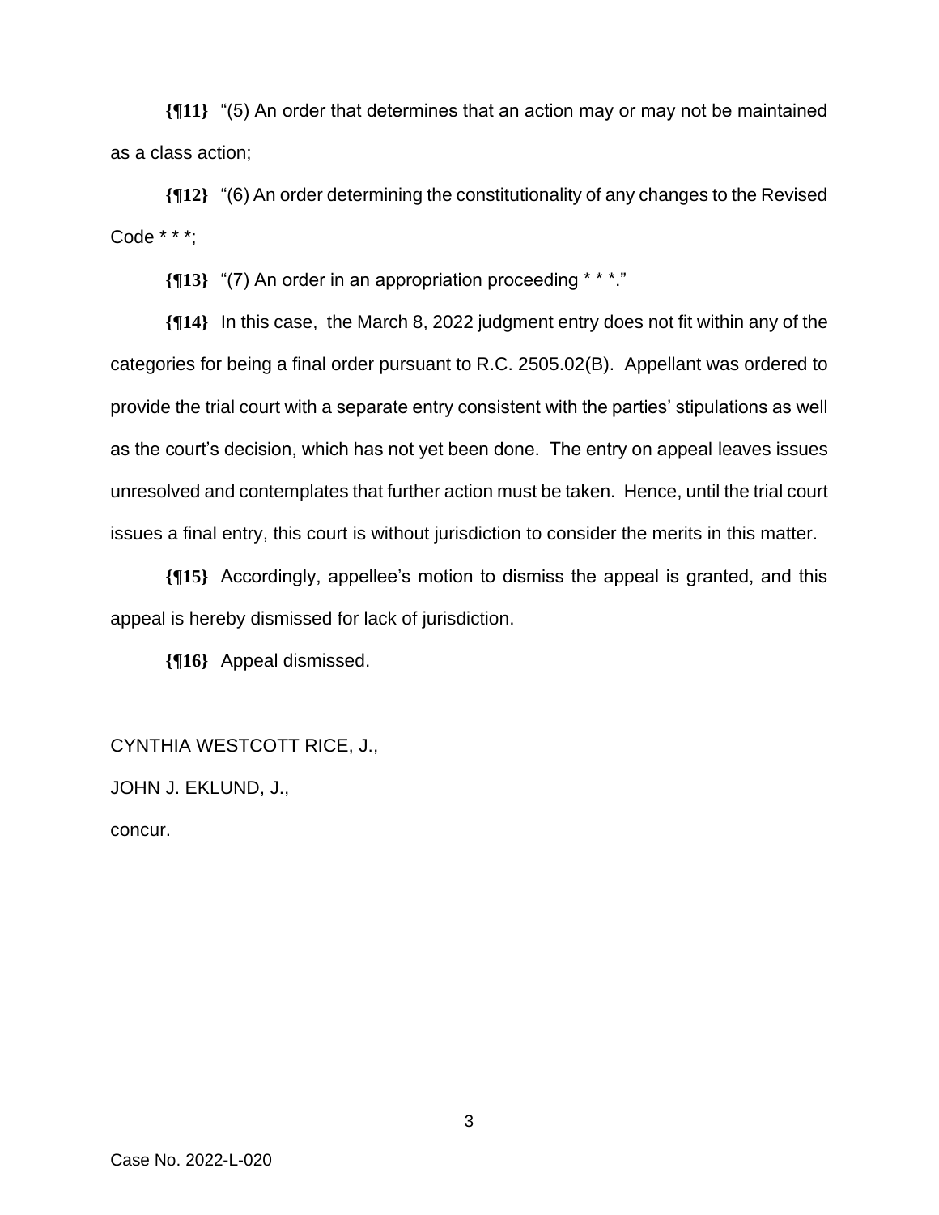**{¶11}** "(5) An order that determines that an action may or may not be maintained as a class action;

**{¶12}** "(6) An order determining the constitutionality of any changes to the Revised Code * * *;

**{¶13}** "(7) An order in an appropriation proceeding * * *."

**{¶14}** In this case, the March 8, 2022 judgment entry does not fit within any of the categories for being a final order pursuant to R.C. 2505.02(B). Appellant was ordered to provide the trial court with a separate entry consistent with the parties' stipulations as well as the court's decision, which has not yet been done. The entry on appeal leaves issues unresolved and contemplates that further action must be taken. Hence, until the trial court issues a final entry, this court is without jurisdiction to consider the merits in this matter.

**{¶15}** Accordingly, appellee's motion to dismiss the appeal is granted, and this appeal is hereby dismissed for lack of jurisdiction.

**{¶16}** Appeal dismissed.

CYNTHIA WESTCOTT RICE, J.,

JOHN J. EKLUND, J.,

concur.